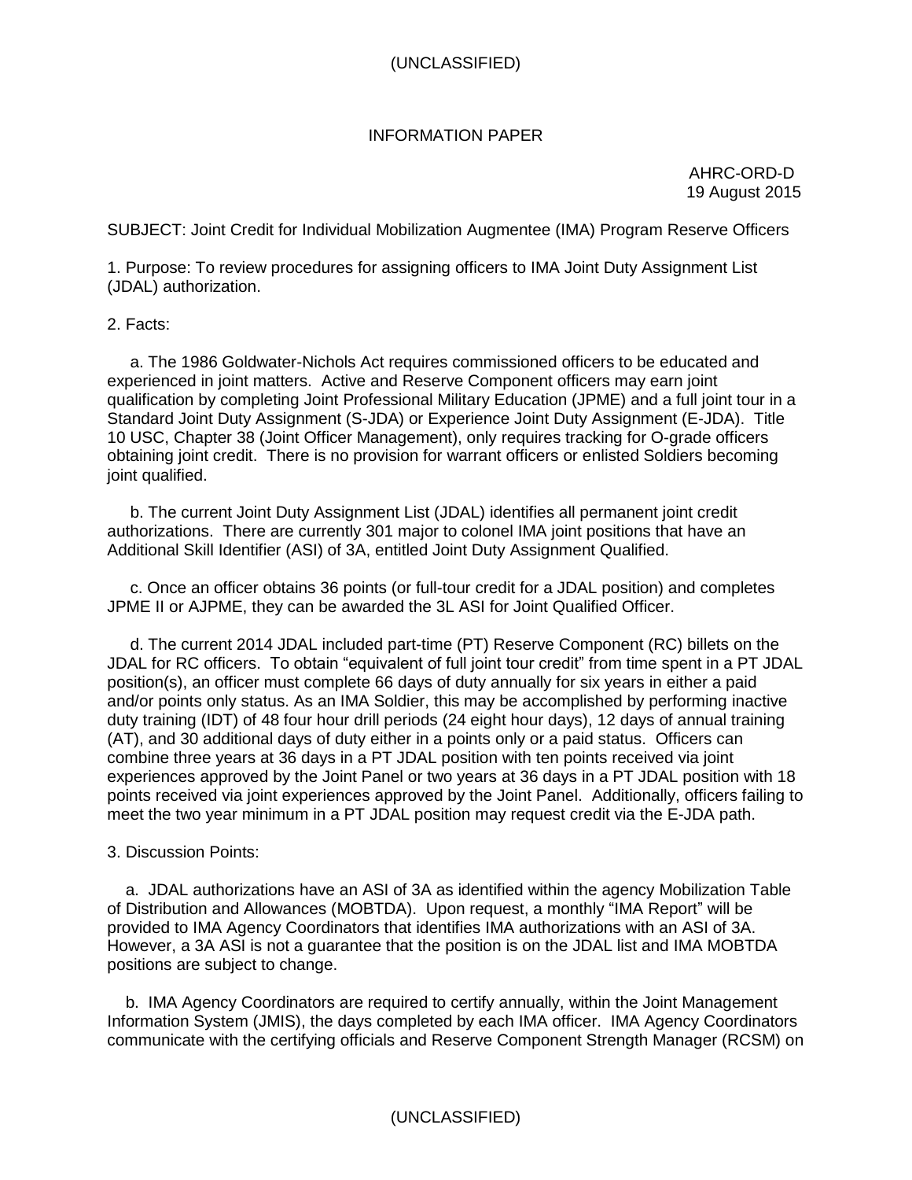INFORMATION PAPER

AHRC-ORD-D
19 August 2015

SUBJECT: Joint Credit for Individual Mobilization Augmentee (IMA) Program Reserve Officers

1. Purpose: To review procedures for assigning officers to IMA Joint Duty Assignment List (JDAL) authorization.

2. Facts:

   a. The 1986 Goldwater-Nichols Act requires commissioned officers to be educated and experienced in joint matters. Active and Reserve Component officers may earn joint qualification by completing Joint Professional Military Education (JPME) and a full joint tour in a Standard Joint Duty Assignment (S-JDA) or Experience Joint Duty Assignment (E-JDA). Title 10 USC, Chapter 38 (Joint Officer Management), only requires tracking for O-grade officers obtaining joint credit. There is no provision for warrant officers or enlisted Soldiers becoming joint qualified.

   b. The current Joint Duty Assignment List (JDAL) identifies all permanent joint credit authorizations. There are currently 301 major to colonel IMA joint positions that have an Additional Skill Identifier (ASI) of 3A, entitled Joint Duty Assignment Qualified.

   c. Once an officer obtains 36 points (or full-tour credit for a JDAL position) and completes JPME II or AJPME, they can be awarded the 3L ASI for Joint Qualified Officer.

   d. The current 2014 JDAL included part-time (PT) Reserve Component (RC) billets on the JDAL for RC officers. To obtain "equivalent of full joint tour credit" from time spent in a PT JDAL position(s), an officer must complete 66 days of duty annually for six years in either a paid and/or points only status. As an IMA Soldier, this may be accomplished by performing inactive duty training (IDT) of 48 four hour drill periods (24 eight hour days), 12 days of annual training (AT), and 30 additional days of duty either in a points only or a paid status. Officers can combine three years at 36 days in a PT JDAL position with ten points received via joint experiences approved by the Joint Panel or two years at 36 days in a PT JDAL position with 18 points received via joint experiences approved by the Joint Panel. Additionally, officers failing to meet the two year minimum in a PT JDAL position may request credit via the E-JDA path.

3. Discussion Points:

   a. JDAL authorizations have an ASI of 3A as identified within the agency Mobilization Table of Distribution and Allowances (MOBTDA). Upon request, a monthly "IMA Report" will be provided to IMA Agency Coordinators that identifies IMA authorizations with an ASI of 3A. However, a 3A ASI is not a guarantee that the position is on the JDAL list and IMA MOBTDA positions are subject to change.

   b. IMA Agency Coordinators are required to certify annually, within the Joint Management Information System (JMIS), the days completed by each IMA officer. IMA Agency Coordinators communicate with the certifying officials and Reserve Component Strength Manager (RCSM) on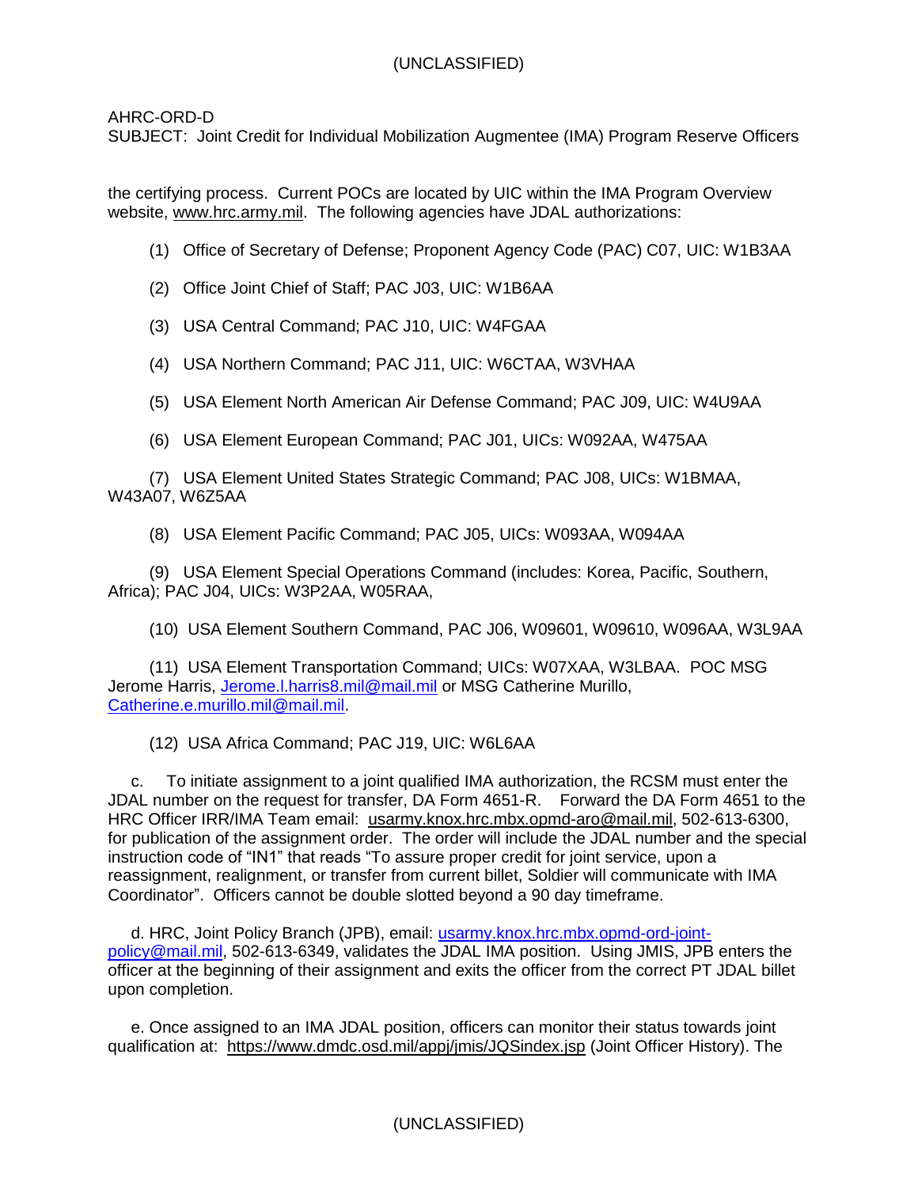the certifying process. Current POCs are located by UIC within the IMA Program Overview website, www.hrc.army.mil. The following agencies have JDAL authorizations:

(1) Office of Secretary of Defense; Proponent Agency Code (PAC) C07, UIC: W1B3AA

(2) Office Joint Chief of Staff; PAC J03, UIC: W1B6AA

(3) USA Central Command; PAC J10, UIC: W4FGAA

(4) USA Northern Command; PAC J11, UIC: W6CTAA, W3VHAA

(5) USA Element North American Air Defense Command; PAC J09, UIC: W4U9AA

(6) USA Element European Command; PAC J01, UICs: W092AA, W475AA

(7) USA Element United States Strategic Command; PAC J08, UICs: W1BMAA, W43A07, W6Z5AA

(8) USA Element Pacific Command; PAC J05, UICs: W093AA, W094AA

(9) USA Element Special Operations Command (includes: Korea, Pacific, Southern, Africa); PAC J04, UICs: W3P2AA, W05RAA,

(10) USA Element Southern Command, PAC J06, W09601, W09610, W096AA, W3L9AA

(11) USA Element Transportation Command; UICs: W07XAA, W3LBAA. POC MSG Jerome Harris, Jerome.l.harris8.mil@mail.mil or MSG Catherine Murillo, Catherine.e.murillo.mil@mail.mil.

(12) USA Africa Command; PAC J19, UIC: W6L6AA

c. To initiate assignment to a joint qualified IMA authorization, the RCSM must enter the JDAL number on the request for transfer, DA Form 4651-R. Forward the DA Form 4651 to the HRC Officer IRR/IMA Team email: usarmy.knox.hrc.mbx.opmd-aro@mail.mil, 502-613-6300, for publication of the assignment order. The order will include the JDAL number and the special instruction code of "IN1" that reads "To assure proper credit for joint service, upon a reassignment, realignment, or transfer from current billet, Soldier will communicate with IMA Coordinator". Officers cannot be double slotted beyond a 90 day timeframe.

d. HRC, Joint Policy Branch (JPB), email: usarmy.knox.hrc.mbx.opmd-ord-joint-policy@mail.mil, 502-613-6349, validates the JDAL IMA position. Using JMIS, JPB enters the officer at the beginning of their assignment and exits the officer from the correct PT JDAL billet upon completion.

e. Once assigned to an IMA JDAL position, officers can monitor their status towards joint qualification at: https://www.dmdc.osd.mil/appj/jmis/JQSindex.jsp (Joint Officer History). The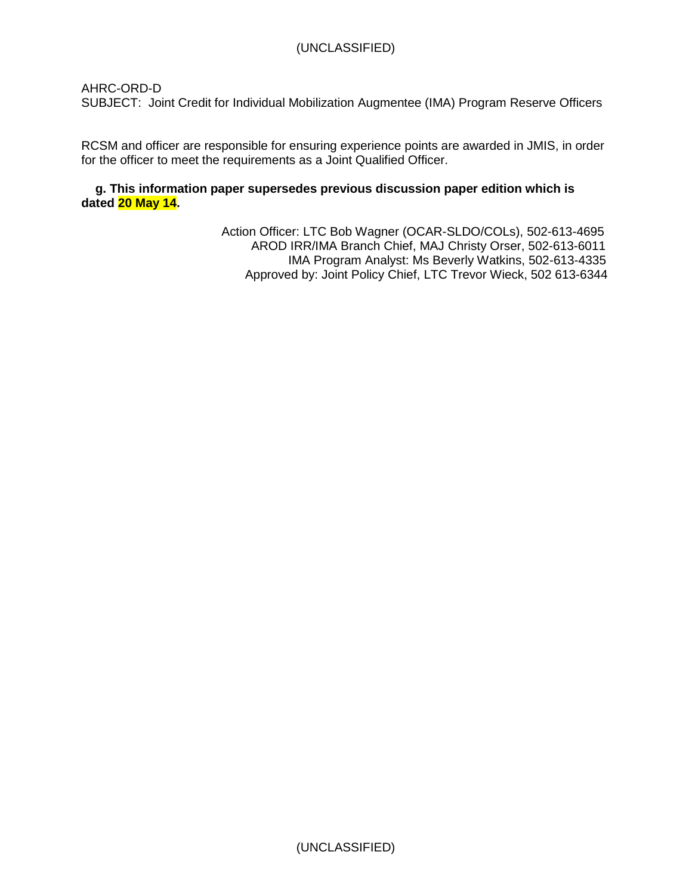AHRC-ORD-D
SUBJECT: Joint Credit for Individual Mobilization Augmentee (IMA) Program Reserve Officers

RCSM and officer are responsible for ensuring experience points are awarded in JMIS, in order for the officer to meet the requirements as a Joint Qualified Officer.

**g. This information paper supersedes previous discussion paper edition which is dated 20 May 14.**

Action Officer: LTC Bob Wagner (OCAR-SLDO/COLs), 502-613-4695
AROD IRR/IMA Branch Chief, MAJ Christy Orser, 502-613-6011
IMA Program Analyst: Ms Beverly Watkins, 502-613-4335
Approved by: Joint Policy Chief, LTC Trevor Wieck, 502 613-6344